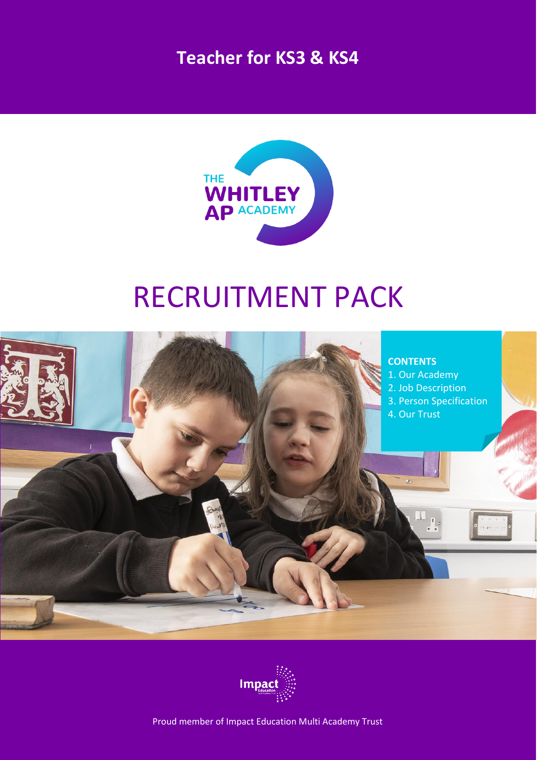# Teacher for KS3 & KS4

THE WHITLEY AP ACADEMY

# RECRUITMENT PACK

**CONTENTS**

1. Our Academy
2. Job Description
3. Person Specification
4. Our Trust

Proud member of Impact Education Multi Academy Trust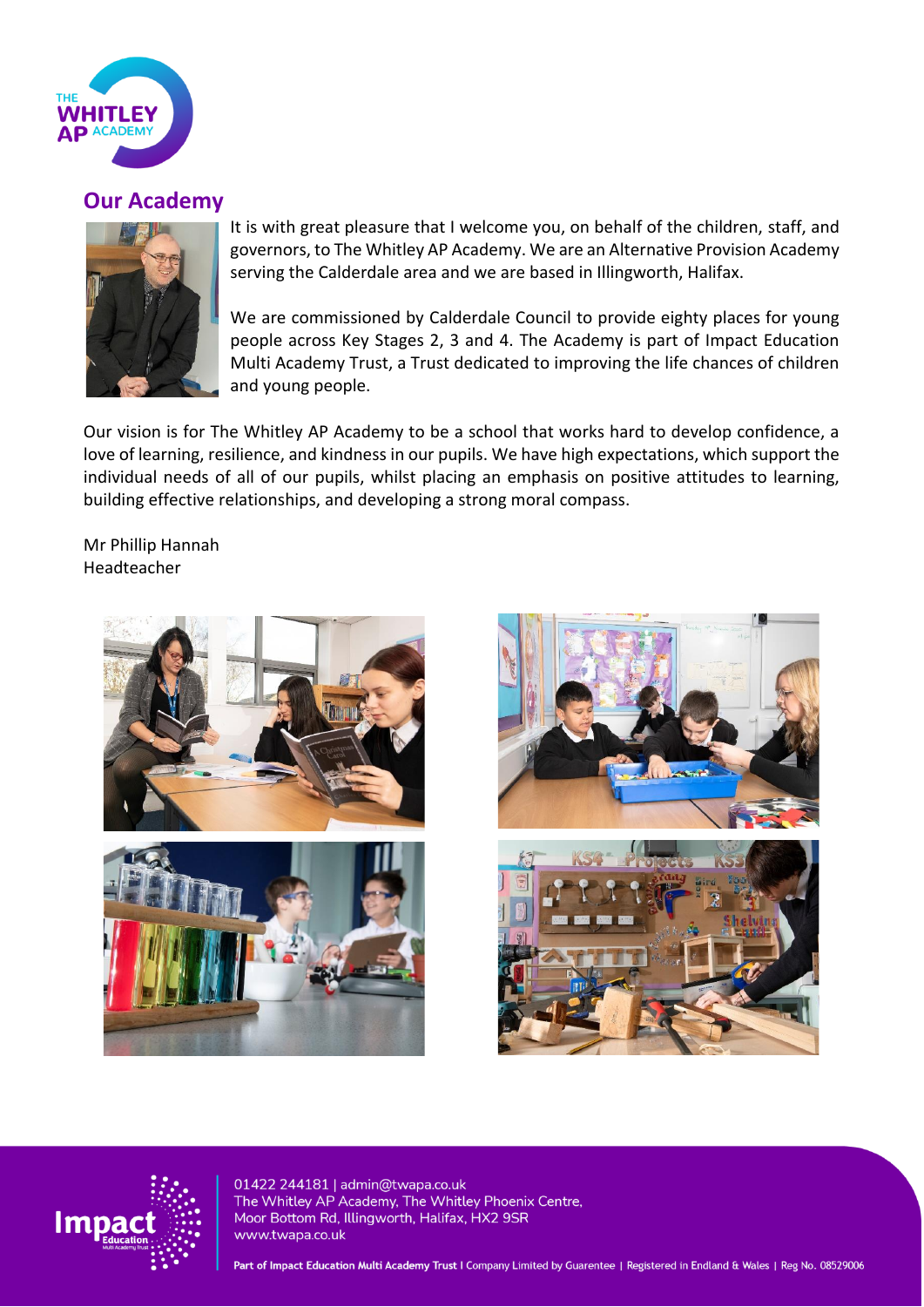## Our Academy

It is with great pleasure that I welcome you, on behalf of the children, staff, and governors, to The Whitley AP Academy. We are an Alternative Provision Academy serving the Calderdale area and we are based in Illingworth, Halifax.

We are commissioned by Calderdale Council to provide eighty places for young people across Key Stages 2, 3 and 4. The Academy is part of Impact Education Multi Academy Trust, a Trust dedicated to improving the life chances of children and young people.

Our vision is for The Whitley AP Academy to be a school that works hard to develop confidence, a love of learning, resilience, and kindness in our pupils. We have high expectations, which support the individual needs of all of our pupils, whilst placing an emphasis on positive attitudes to learning, building effective relationships, and developing a strong moral compass.

Mr Phillip Hannah
Headteacher

01422 244181 | admin@twapa.co.uk
The Whitley AP Academy, The Whitley Phoenix Centre,
Moor Bottom Rd, Illingworth, Halifax, HX2 9SR
www.twapa.co.uk

Part of Impact Education Multi Academy Trust I Company Limited by Guarentee | Registered in Endland & Wales | Reg No. 08529006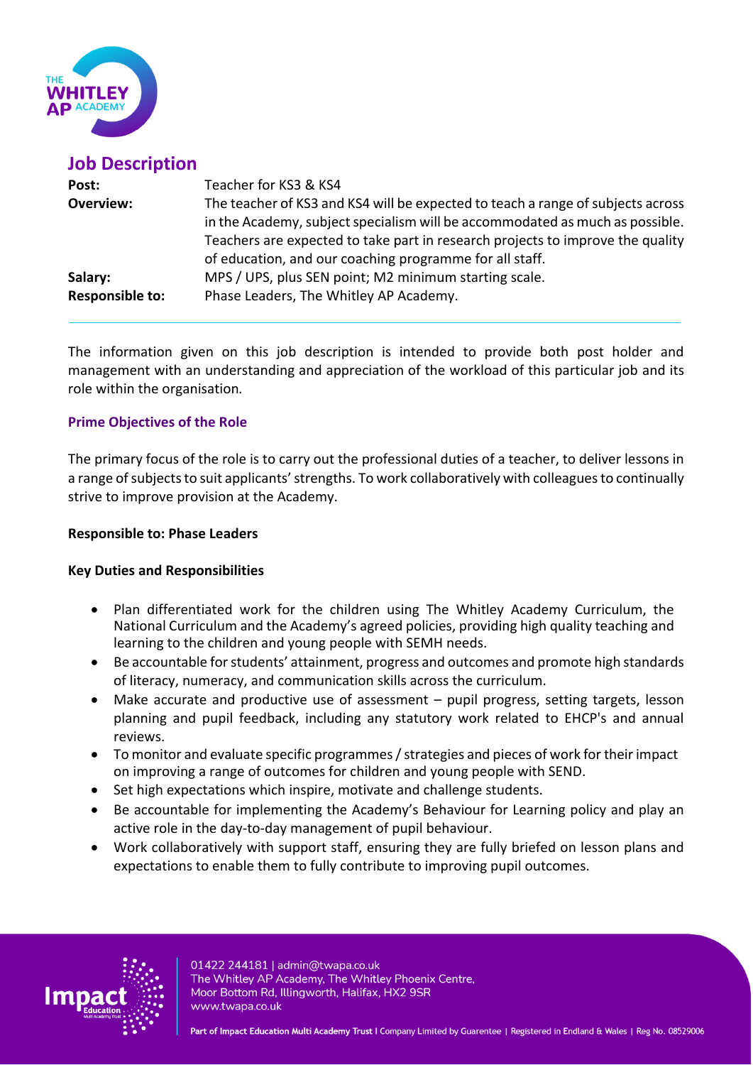## Job Description

| | |
|---|---|
| **Post:** | Teacher for KS3 & KS4 |
| **Overview:** | The teacher of KS3 and KS4 will be expected to teach a range of subjects across in the Academy, subject specialism will be accommodated as much as possible. Teachers are expected to take part in research projects to improve the quality of education, and our coaching programme for all staff. |
| **Salary:** | MPS / UPS, plus SEN point; M2 minimum starting scale. |
| **Responsible to:** | Phase Leaders, The Whitley AP Academy. |

The information given on this job description is intended to provide both post holder and management with an understanding and appreciation of the workload of this particular job and its role within the organisation.

### Prime Objectives of the Role

The primary focus of the role is to carry out the professional duties of a teacher, to deliver lessons in a range of subjects to suit applicants' strengths. To work collaboratively with colleagues to continually strive to improve provision at the Academy.

**Responsible to: Phase Leaders**

**Key Duties and Responsibilities**

- Plan differentiated work for the children using The Whitley Academy Curriculum, the National Curriculum and the Academy's agreed policies, providing high quality teaching and learning to the children and young people with SEMH needs.
- Be accountable for students' attainment, progress and outcomes and promote high standards of literacy, numeracy, and communication skills across the curriculum.
- Make accurate and productive use of assessment – pupil progress, setting targets, lesson planning and pupil feedback, including any statutory work related to EHCP's and annual reviews.
- To monitor and evaluate specific programmes / strategies and pieces of work for their impact on improving a range of outcomes for children and young people with SEND.
- Set high expectations which inspire, motivate and challenge students.
- Be accountable for implementing the Academy's Behaviour for Learning policy and play an active role in the day-to-day management of pupil behaviour.
- Work collaboratively with support staff, ensuring they are fully briefed on lesson plans and expectations to enable them to fully contribute to improving pupil outcomes.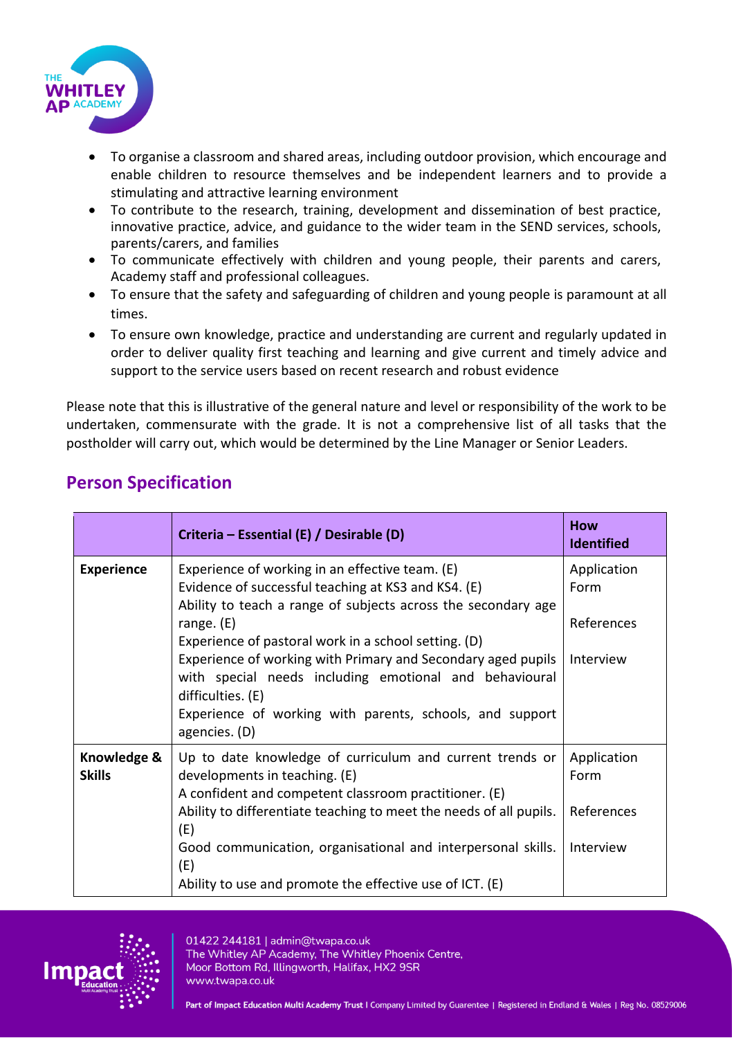- To organise a classroom and shared areas, including outdoor provision, which encourage and enable children to resource themselves and be independent learners and to provide a stimulating and attractive learning environment
- To contribute to the research, training, development and dissemination of best practice, innovative practice, advice, and guidance to the wider team in the SEND services, schools, parents/carers, and families
- To communicate effectively with children and young people, their parents and carers, Academy staff and professional colleagues.
- To ensure that the safety and safeguarding of children and young people is paramount at all times.
- To ensure own knowledge, practice and understanding are current and regularly updated in order to deliver quality first teaching and learning and give current and timely advice and support to the service users based on recent research and robust evidence

Please note that this is illustrative of the general nature and level or responsibility of the work to be undertaken, commensurate with the grade. It is not a comprehensive list of all tasks that the postholder will carry out, which would be determined by the Line Manager or Senior Leaders.

## Person Specification

| | Criteria – Essential (E) / Desirable (D) | How Identified |
|---|---|---|
| **Experience** | Experience of working in an effective team. (E)<br>Evidence of successful teaching at KS3 and KS4. (E)<br>Ability to teach a range of subjects across the secondary age range. (E)<br>Experience of pastoral work in a school setting. (D)<br>Experience of working with Primary and Secondary aged pupils with special needs including emotional and behavioural difficulties. (E)<br>Experience of working with parents, schools, and support agencies. (D) | Application Form<br><br>References<br><br>Interview |
| **Knowledge & Skills** | Up to date knowledge of curriculum and current trends or developments in teaching. (E)<br>A confident and competent classroom practitioner. (E)<br>Ability to differentiate teaching to meet the needs of all pupils. (E)<br>Good communication, organisational and interpersonal skills. (E)<br>Ability to use and promote the effective use of ICT. (E) | Application Form<br><br>References<br><br>Interview |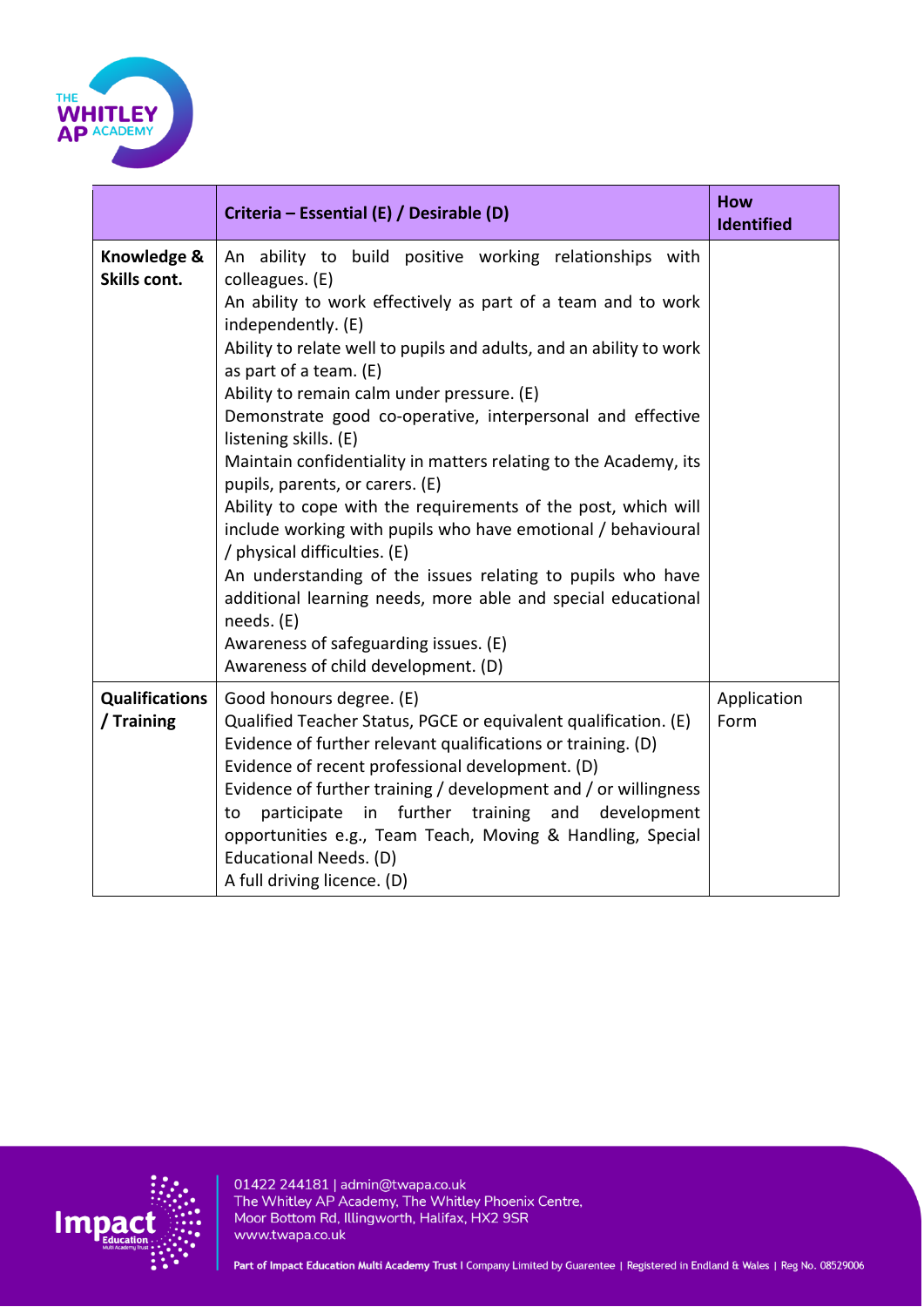| | Criteria – Essential (E) / Desirable (D) | How Identified |
|---|---|---|
| **Knowledge & Skills cont.** | An ability to build positive working relationships with colleagues. (E)<br>An ability to work effectively as part of a team and to work independently. (E)<br>Ability to relate well to pupils and adults, and an ability to work as part of a team. (E)<br>Ability to remain calm under pressure. (E)<br>Demonstrate good co-operative, interpersonal and effective listening skills. (E)<br>Maintain confidentiality in matters relating to the Academy, its pupils, parents, or carers. (E)<br>Ability to cope with the requirements of the post, which will include working with pupils who have emotional / behavioural / physical difficulties. (E)<br>An understanding of the issues relating to pupils who have additional learning needs, more able and special educational needs. (E)<br>Awareness of safeguarding issues. (E)<br>Awareness of child development. (D) | |
| **Qualifications / Training** | Good honours degree. (E)<br>Qualified Teacher Status, PGCE or equivalent qualification. (E)<br>Evidence of further relevant qualifications or training. (D)<br>Evidence of recent professional development. (D)<br>Evidence of further training / development and / or willingness to participate in further training and development opportunities e.g., Team Teach, Moving & Handling, Special Educational Needs. (D)<br>A full driving licence. (D) | Application Form |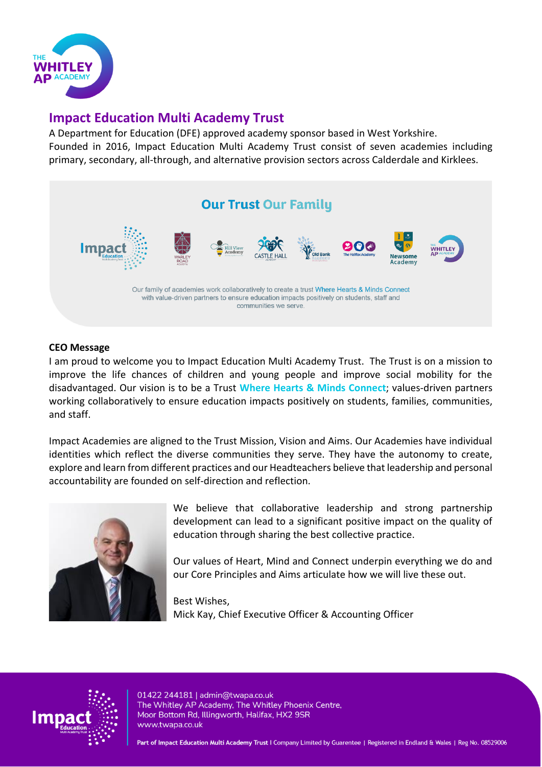## Impact Education Multi Academy Trust

A Department for Education (DFE) approved academy sponsor based in West Yorkshire.
Founded in 2016, Impact Education Multi Academy Trust consist of seven academies including primary, secondary, all-through, and alternative provision sectors across Calderdale and Kirklees.

**Our Trust Our Family**

Our family of academies work collaboratively to create a trust Where Hearts & Minds Connect with value-driven partners to ensure education impacts positively on students, staff and communities we serve.

**CEO Message**

I am proud to welcome you to Impact Education Multi Academy Trust. The Trust is on a mission to improve the life chances of children and young people and improve social mobility for the disadvantaged. Our vision is to be a Trust **Where Hearts & Minds Connect**; values-driven partners working collaboratively to ensure education impacts positively on students, families, communities, and staff.

Impact Academies are aligned to the Trust Mission, Vision and Aims. Our Academies have individual identities which reflect the diverse communities they serve. They have the autonomy to create, explore and learn from different practices and our Headteachers believe that leadership and personal accountability are founded on self-direction and reflection.

We believe that collaborative leadership and strong partnership development can lead to a significant positive impact on the quality of education through sharing the best collective practice.

Our values of Heart, Mind and Connect underpin everything we do and our Core Principles and Aims articulate how we will live these out.

Best Wishes,
Mick Kay, Chief Executive Officer & Accounting Officer

01422 244181 | admin@twapa.co.uk
The Whitley AP Academy, The Whitley Phoenix Centre, Moor Bottom Rd, Illingworth, Halifax, HX2 9SR
www.twapa.co.uk

Part of Impact Education Multi Academy Trust | Company Limited by Guarentee | Registered in Endland & Wales | Reg No. 08529006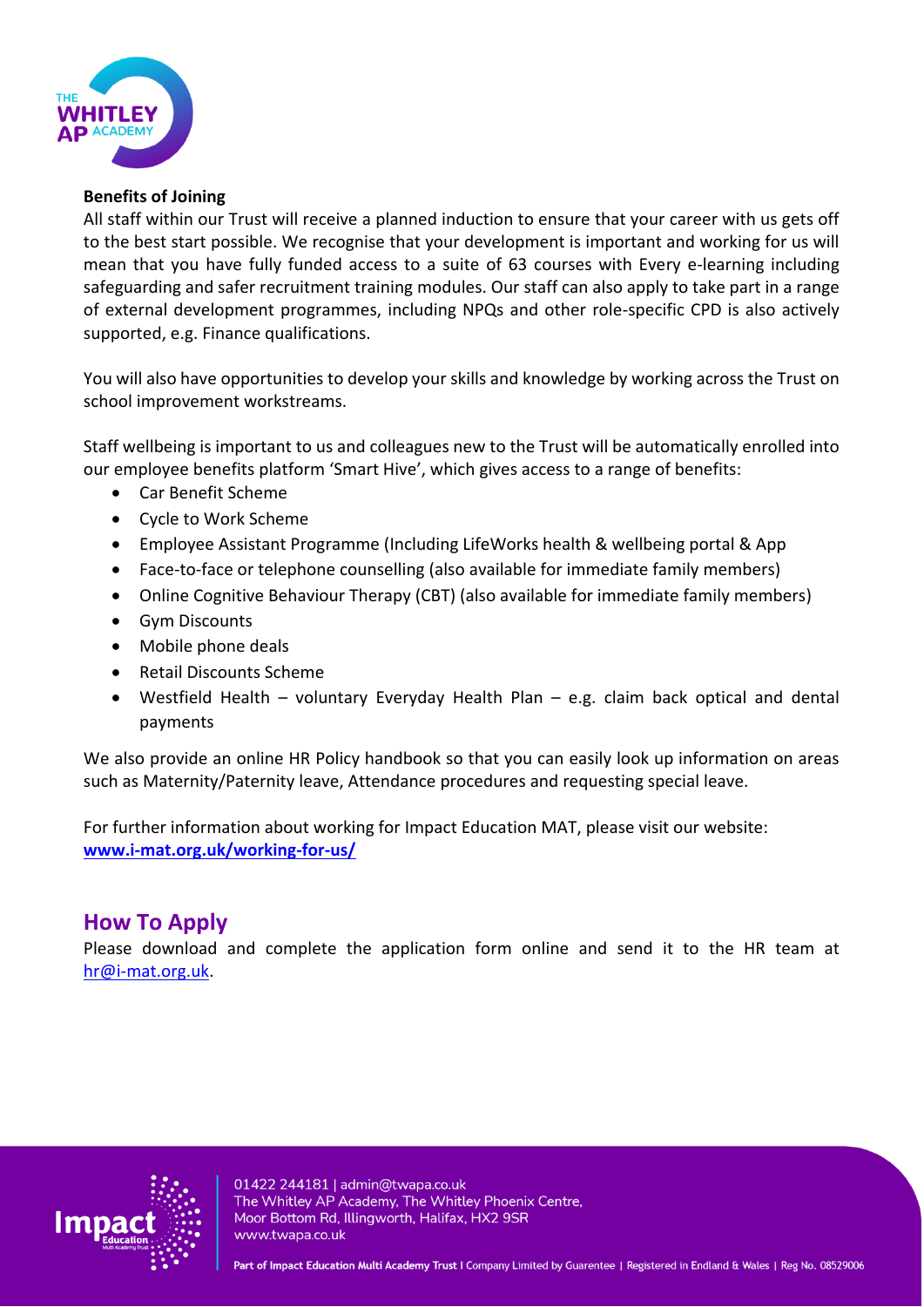**Benefits of Joining**

All staff within our Trust will receive a planned induction to ensure that your career with us gets off to the best start possible. We recognise that your development is important and working for us will mean that you have fully funded access to a suite of 63 courses with Every e-learning including safeguarding and safer recruitment training modules. Our staff can also apply to take part in a range of external development programmes, including NPQs and other role-specific CPD is also actively supported, e.g. Finance qualifications.

You will also have opportunities to develop your skills and knowledge by working across the Trust on school improvement workstreams.

Staff wellbeing is important to us and colleagues new to the Trust will be automatically enrolled into our employee benefits platform 'Smart Hive', which gives access to a range of benefits:

- Car Benefit Scheme
- Cycle to Work Scheme
- Employee Assistant Programme (Including LifeWorks health & wellbeing portal & App
- Face-to-face or telephone counselling (also available for immediate family members)
- Online Cognitive Behaviour Therapy (CBT) (also available for immediate family members)
- Gym Discounts
- Mobile phone deals
- Retail Discounts Scheme
- Westfield Health – voluntary Everyday Health Plan – e.g. claim back optical and dental payments

We also provide an online HR Policy handbook so that you can easily look up information on areas such as Maternity/Paternity leave, Attendance procedures and requesting special leave.

For further information about working for Impact Education MAT, please visit our website: **www.i-mat.org.uk/working-for-us/**

## How To Apply

Please download and complete the application form online and send it to the HR team at hr@i-mat.org.uk.